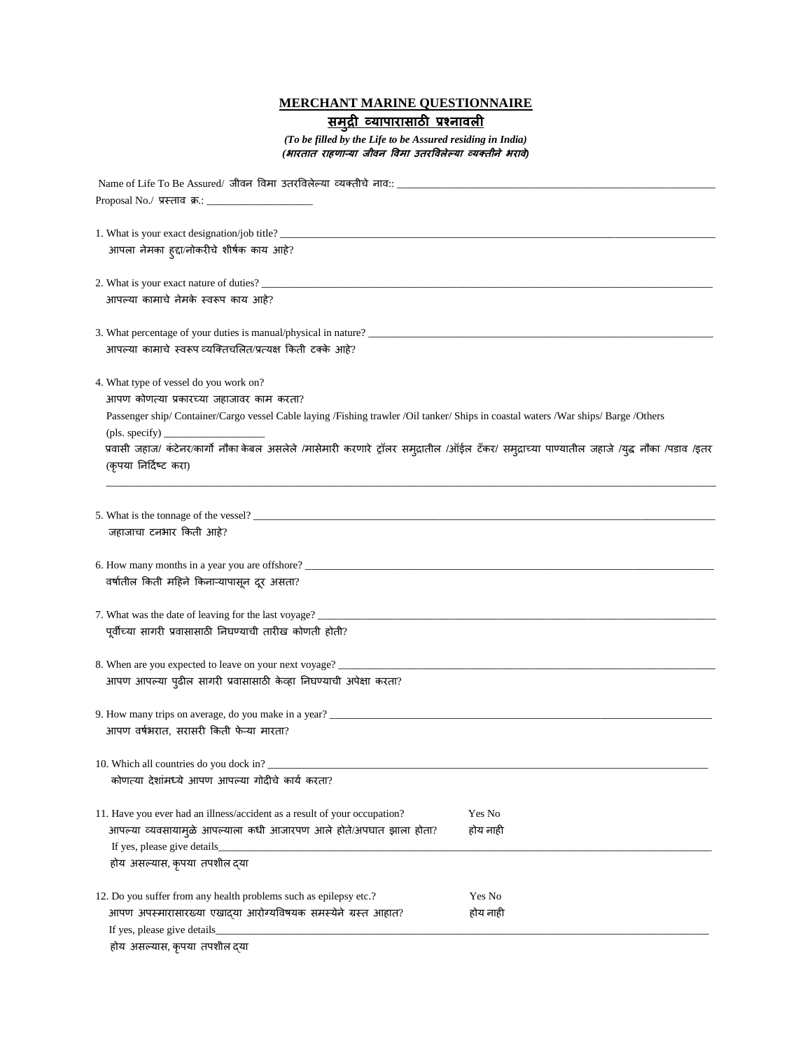# MERCHANT MARINE QUESTIONNAIRE

## समुद्री व्यापारासाठी प्रश्नावली

*(To be filled by the Life to be Assured residing in India)*
*(भारतात राहणाऱ्या जीवन विमा उतरविलेल्या व्यक्तीने भरावे)*

Name of Life To Be Assured/ जीवन विमा उतरविलेल्या व्यक्तीचे नाव:: ____________________________________________

Proposal No./ प्रस्ताव क्र.: ____________________

1. What is your exact designation/job title? ____________________________________________
   आपला नेमका हुद्दा/नोकरीचे शीर्षक काय आहे?

2. What is your exact nature of duties? ____________________________________________
   आपल्या कामाचे नेमके स्वरूप काय आहे?

3. What percentage of your duties is manual/physical in nature? ____________________________________________
   आपल्या कामाचे स्वरूप व्यक्तिचलित/प्रत्यक्ष किती टक्के आहे?

4. What type of vessel do you work on?
   आपण कोणत्या प्रकारच्या जहाजावर काम करता?
   Passenger ship/ Container/Cargo vessel Cable laying /Fishing trawler /Oil tanker/ Ships in coastal waters /War ships/ Barge /Others (pls. specify) ____________________
   प्रवासी जहाज/ कंटेनर/कार्गो नौका केबल असलेले /मासेमारी करणारे ट्रॉलर समुद्रातील /ऑईल टँकर/ समुद्राच्या पाण्यातील जहाजे /युद्ध नौका /पडाव /इतर (कृपया निर्दिष्ट करा)
   ____________________________________________

5. What is the tonnage of the vessel? ____________________________________________
   जहाजाचा टनभार किती आहे?

6. How many months in a year you are offshore? ____________________________________________
   वर्षातील किती महिने किनाऱ्यापासून दूर असता?

7. What was the date of leaving for the last voyage? ____________________________________________
   पूर्वीच्या सागरी प्रवासासाठी निघण्याची तारीख कोणती होती?

8. When are you expected to leave on your next voyage? ____________________________________________
   आपण आपल्या पुढील सागरी प्रवासासाठी केव्हा निघण्याची अपेक्षा करता?

9. How many trips on average, do you make in a year? ____________________________________________
   आपण वर्षभरात, सरासरी किती फेऱ्या मारता?

10. Which all countries do you dock in? ____________________________________________
    कोणत्या देशांमध्ये आपण आपल्या गोदीचे कार्य करता?

11. Have you ever had an illness/accident as a result of your occupation? Yes No
    आपल्या व्यवसायामुळे आपल्याला कधी आजारपण आले होते/अपघात झाला होता? होय नाही
    If yes, please give details____________________________________________
    होय असल्यास, कृपया तपशील द्या

12. Do you suffer from any health problems such as epilepsy etc.? Yes No
    आपण अपस्मारासारख्या एखाद्या आरोग्यविषयक समस्येने ग्रस्त आहात? होय नाही
    If yes, please give details____________________________________________
    होय असल्यास, कृपया तपशील द्या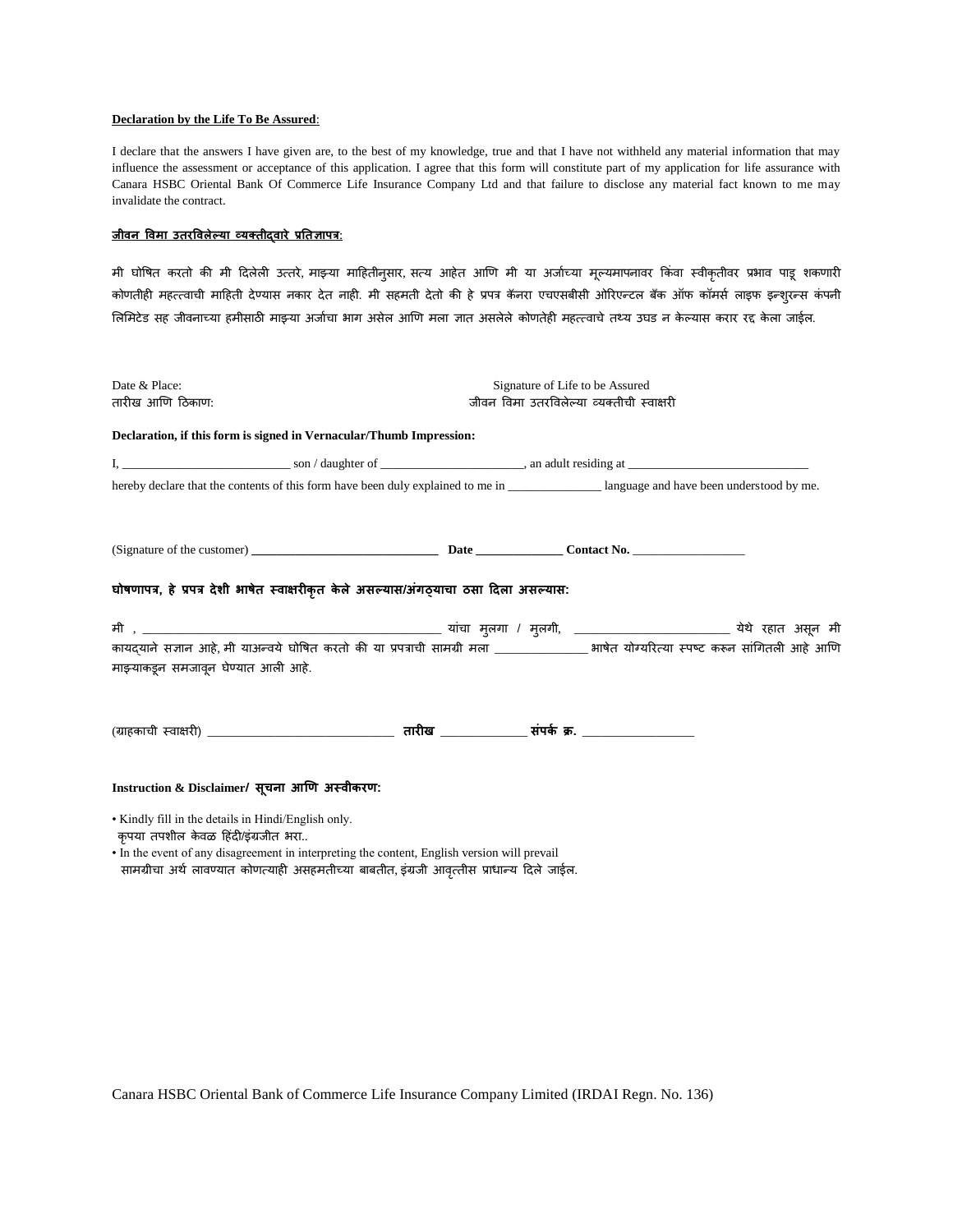**Declaration by the Life To Be Assured**:

I declare that the answers I have given are, to the best of my knowledge, true and that I have not withheld any material information that may influence the assessment or acceptance of this application. I agree that this form will constitute part of my application for life assurance with Canara HSBC Oriental Bank Of Commerce Life Insurance Company Ltd and that failure to disclose any material fact known to me may invalidate the contract.

**जीवन विमा उतरविलेल्या व्यक्तीद्वारे प्रतिज्ञापत्र**:

मी घोषित करतो की मी दिलेली उत्तरे, माझ्या माहितीनुसार, सत्य आहेत आणि मी या अर्जाच्या मूल्यमापनावर किंवा स्वीकृतीवर प्रभाव पाडू शकणारी कोणतीही महत्त्वाची माहिती देण्यास नकार देत नाही. मी सहमती देतो की हे प्रपत्र कॅनरा एचएसबीसी ओरिएन्टल बँक ऑफ कॉमर्स लाइफ इन्शुरन्स कंपनी लिमिटेड सह जीवनाच्या हमीसाठी माझ्या अर्जाचा भाग असेल आणि मला ज्ञात असलेले कोणतेही महत्त्वाचे तथ्य उघड न केल्यास करार रद्द केला जाईल.

Date & Place: 
तारीख आणि ठिकाण:

Signature of Life to be Assured
जीवन विमा उतरविलेल्या व्यक्तीची स्वाक्षरी

**Declaration, if this form is signed in Vernacular/Thumb Impression:**

I, ___________________________ son / daughter of _______________________, an adult residing at _____________________________ hereby declare that the contents of this form have been duly explained to me in _______________ language and have been understood by me.

(Signature of the customer) **______________________________ Date ______________ Contact No.** __________________

**घोषणापत्र, हे प्रपत्र देशी भाषेत स्वाक्षरीकृत केले असल्यास/अंगठ्याचा ठसा दिला असल्यास:**

मी , ______________________________________________ यांचा मुलगा / मुलगी, ________________________ येथे रहात असून मी कायद्याने सज्ञान आहे, मी याअन्वये घोषित करतो की या प्रपत्राची सामग्री मला _______________ भाषेत योग्यरित्या स्पष्ट करून सांगितली आहे आणि माझ्याकडून समजावून घेण्यात आली आहे.

(ग्राहकाची स्वाक्षरी) ______________________________ **तारीख** ______________ **संपर्क क्र.** __________________

**Instruction & Disclaimer/ सूचना आणि अस्वीकरण:**

- Kindly fill in the details in Hindi/English only.
  कृपया तपशील केवळ हिंदी/इंग्रजीत भरा..
- In the event of any disagreement in interpreting the content, English version will prevail
  सामग्रीचा अर्थ लावण्यात कोणत्याही असहमतीच्या बाबतीत, इंग्रजी आवृत्तीस प्राधान्य दिले जाईल.

Canara HSBC Oriental Bank of Commerce Life Insurance Company Limited (IRDAI Regn. No. 136)